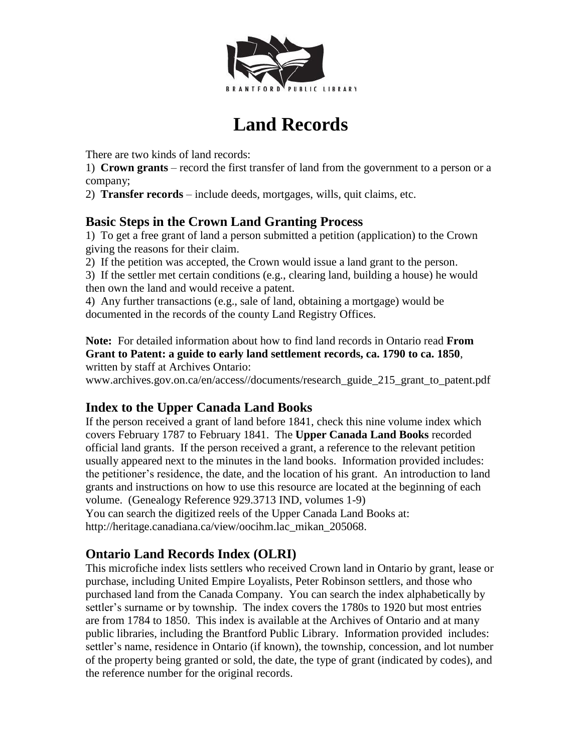# Land Records

There are two kinds of land records:

1) **Crown grants** – record the first transfer of land from the government to a person or a company;

2) **Transfer records** – include deeds, mortgages, wills, quit claims, etc.

## Basic Steps in the Crown Land Granting Process

1) To get a free grant of land a person submitted a petition (application) to the Crown giving the reasons for their claim.

2) If the petition was accepted, the Crown would issue a land grant to the person.

3) If the settler met certain conditions (e.g., clearing land, building a house) he would then own the land and would receive a patent.

4) Any further transactions (e.g., sale of land, obtaining a mortgage) would be documented in the records of the county Land Registry Offices.

**Note:** For detailed information about how to find land records in Ontario read **From Grant to Patent: a guide to early land settlement records, ca. 1790 to ca. 1850**, written by staff at Archives Ontario:
www.archives.gov.on.ca/en/access//documents/research_guide_215_grant_to_patent.pdf

## Index to the Upper Canada Land Books

If the person received a grant of land before 1841, check this nine volume index which covers February 1787 to February 1841. The **Upper Canada Land Books** recorded official land grants. If the person received a grant, a reference to the relevant petition usually appeared next to the minutes in the land books. Information provided includes: the petitioner's residence, the date, and the location of his grant. An introduction to land grants and instructions on how to use this resource are located at the beginning of each volume. (Genealogy Reference 929.3713 IND, volumes 1-9)
You can search the digitized reels of the Upper Canada Land Books at:
http://heritage.canadiana.ca/view/oocihm.lac_mikan_205068.

## Ontario Land Records Index (OLRI)

This microfiche index lists settlers who received Crown land in Ontario by grant, lease or purchase, including United Empire Loyalists, Peter Robinson settlers, and those who purchased land from the Canada Company. You can search the index alphabetically by settler's surname or by township. The index covers the 1780s to 1920 but most entries are from 1784 to 1850. This index is available at the Archives of Ontario and at many public libraries, including the Brantford Public Library. Information provided includes: settler's name, residence in Ontario (if known), the township, concession, and lot number of the property being granted or sold, the date, the type of grant (indicated by codes), and the reference number for the original records.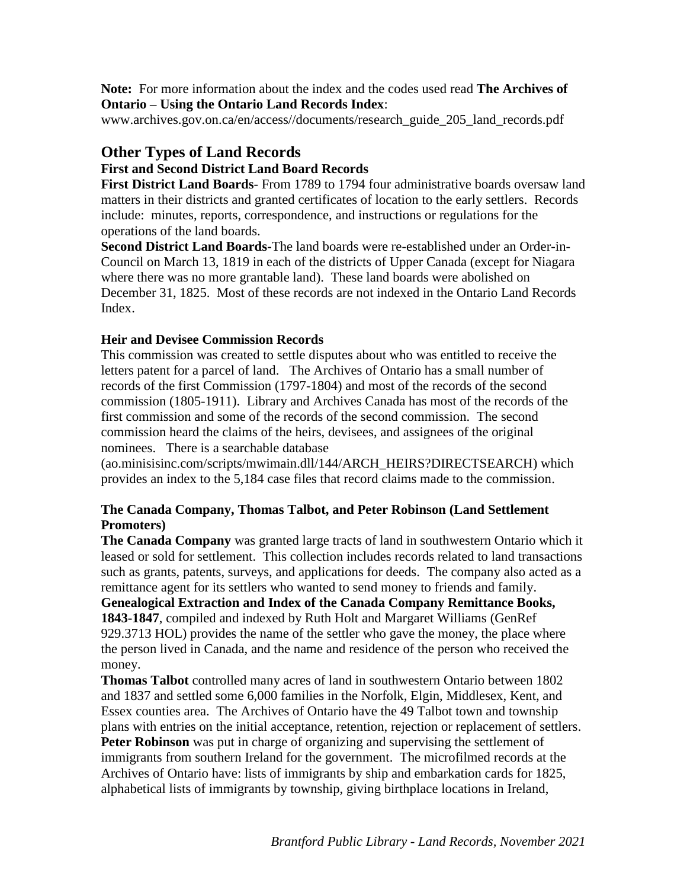**Note:** For more information about the index and the codes used read **The Archives of Ontario – Using the Ontario Land Records Index**:
www.archives.gov.on.ca/en/access//documents/research_guide_205_land_records.pdf

## Other Types of Land Records

### First and Second District Land Board Records

**First District Land Boards**- From 1789 to 1794 four administrative boards oversaw land matters in their districts and granted certificates of location to the early settlers. Records include: minutes, reports, correspondence, and instructions or regulations for the operations of the land boards.

**Second District Land Boards-**The land boards were re-established under an Order-in-Council on March 13, 1819 in each of the districts of Upper Canada (except for Niagara where there was no more grantable land). These land boards were abolished on December 31, 1825. Most of these records are not indexed in the Ontario Land Records Index.

### Heir and Devisee Commission Records

This commission was created to settle disputes about who was entitled to receive the letters patent for a parcel of land. The Archives of Ontario has a small number of records of the first Commission (1797-1804) and most of the records of the second commission (1805-1911). Library and Archives Canada has most of the records of the first commission and some of the records of the second commission. The second commission heard the claims of the heirs, devisees, and assignees of the original nominees. There is a searchable database (ao.minisisinc.com/scripts/mwimain.dll/144/ARCH_HEIRS?DIRECTSEARCH) which provides an index to the 5,184 case files that record claims made to the commission.

### The Canada Company, Thomas Talbot, and Peter Robinson (Land Settlement Promoters)

**The Canada Company** was granted large tracts of land in southwestern Ontario which it leased or sold for settlement. This collection includes records related to land transactions such as grants, patents, surveys, and applications for deeds. The company also acted as a remittance agent for its settlers who wanted to send money to friends and family.

**Genealogical Extraction and Index of the Canada Company Remittance Books, 1843-1847**, compiled and indexed by Ruth Holt and Margaret Williams (GenRef 929.3713 HOL) provides the name of the settler who gave the money, the place where the person lived in Canada, and the name and residence of the person who received the money.

**Thomas Talbot** controlled many acres of land in southwestern Ontario between 1802 and 1837 and settled some 6,000 families in the Norfolk, Elgin, Middlesex, Kent, and Essex counties area. The Archives of Ontario have the 49 Talbot town and township plans with entries on the initial acceptance, retention, rejection or replacement of settlers.

**Peter Robinson** was put in charge of organizing and supervising the settlement of immigrants from southern Ireland for the government. The microfilmed records at the Archives of Ontario have: lists of immigrants by ship and embarkation cards for 1825, alphabetical lists of immigrants by township, giving birthplace locations in Ireland,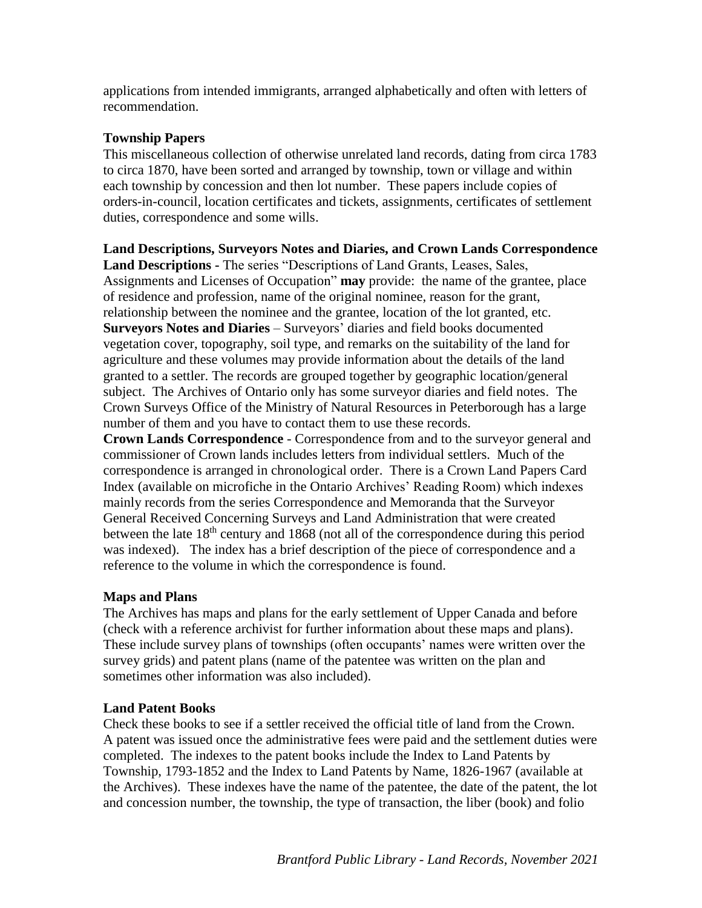applications from intended immigrants, arranged alphabetically and often with letters of recommendation.

### Township Papers

This miscellaneous collection of otherwise unrelated land records, dating from circa 1783 to circa 1870, have been sorted and arranged by township, town or village and within each township by concession and then lot number. These papers include copies of orders-in-council, location certificates and tickets, assignments, certificates of settlement duties, correspondence and some wills.

### Land Descriptions, Surveyors Notes and Diaries, and Crown Lands Correspondence

**Land Descriptions -** The series "Descriptions of Land Grants, Leases, Sales, Assignments and Licenses of Occupation" **may** provide: the name of the grantee, place of residence and profession, name of the original nominee, reason for the grant, relationship between the nominee and the grantee, location of the lot granted, etc.

**Surveyors Notes and Diaries** – Surveyors' diaries and field books documented vegetation cover, topography, soil type, and remarks on the suitability of the land for agriculture and these volumes may provide information about the details of the land granted to a settler. The records are grouped together by geographic location/general subject. The Archives of Ontario only has some surveyor diaries and field notes. The Crown Surveys Office of the Ministry of Natural Resources in Peterborough has a large number of them and you have to contact them to use these records.

**Crown Lands Correspondence** - Correspondence from and to the surveyor general and commissioner of Crown lands includes letters from individual settlers. Much of the correspondence is arranged in chronological order. There is a Crown Land Papers Card Index (available on microfiche in the Ontario Archives' Reading Room) which indexes mainly records from the series Correspondence and Memoranda that the Surveyor General Received Concerning Surveys and Land Administration that were created between the late 18th century and 1868 (not all of the correspondence during this period was indexed). The index has a brief description of the piece of correspondence and a reference to the volume in which the correspondence is found.

### Maps and Plans

The Archives has maps and plans for the early settlement of Upper Canada and before (check with a reference archivist for further information about these maps and plans). These include survey plans of townships (often occupants' names were written over the survey grids) and patent plans (name of the patentee was written on the plan and sometimes other information was also included).

### Land Patent Books

Check these books to see if a settler received the official title of land from the Crown. A patent was issued once the administrative fees were paid and the settlement duties were completed. The indexes to the patent books include the Index to Land Patents by Township, 1793-1852 and the Index to Land Patents by Name, 1826-1967 (available at the Archives). These indexes have the name of the patentee, the date of the patent, the lot and concession number, the township, the type of transaction, the liber (book) and folio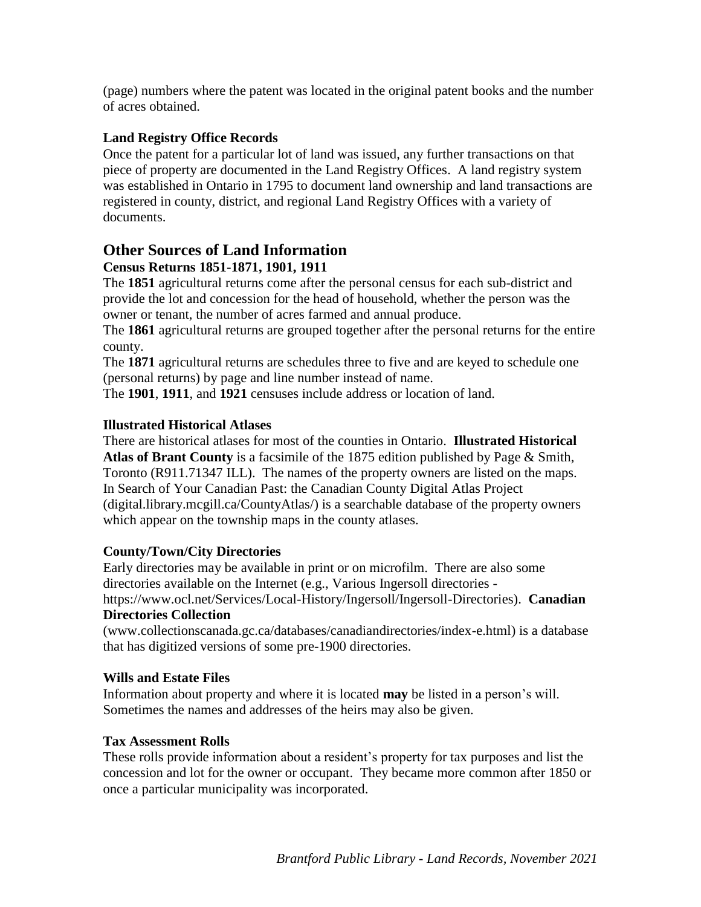(page) numbers where the patent was located in the original patent books and the number of acres obtained.

### Land Registry Office Records

Once the patent for a particular lot of land was issued, any further transactions on that piece of property are documented in the Land Registry Offices. A land registry system was established in Ontario in 1795 to document land ownership and land transactions are registered in county, district, and regional Land Registry Offices with a variety of documents.

## Other Sources of Land Information

### Census Returns 1851-1871, 1901, 1911

The **1851** agricultural returns come after the personal census for each sub-district and provide the lot and concession for the head of household, whether the person was the owner or tenant, the number of acres farmed and annual produce.

The **1861** agricultural returns are grouped together after the personal returns for the entire county.

The **1871** agricultural returns are schedules three to five and are keyed to schedule one (personal returns) by page and line number instead of name.

The **1901**, **1911**, and **1921** censuses include address or location of land.

### Illustrated Historical Atlases

There are historical atlases for most of the counties in Ontario. **Illustrated Historical Atlas of Brant County** is a facsimile of the 1875 edition published by Page & Smith, Toronto (R911.71347 ILL). The names of the property owners are listed on the maps. In Search of Your Canadian Past: the Canadian County Digital Atlas Project (digital.library.mcgill.ca/CountyAtlas/) is a searchable database of the property owners which appear on the township maps in the county atlases.

### County/Town/City Directories

Early directories may be available in print or on microfilm. There are also some directories available on the Internet (e.g., Various Ingersoll directories - https://www.ocl.net/Services/Local-History/Ingersoll/Ingersoll-Directories). **Canadian Directories Collection** (www.collectionscanada.gc.ca/databases/canadiandirectories/index-e.html) is a database that has digitized versions of some pre-1900 directories.

### Wills and Estate Files

Information about property and where it is located **may** be listed in a person's will. Sometimes the names and addresses of the heirs may also be given.

### Tax Assessment Rolls

These rolls provide information about a resident's property for tax purposes and list the concession and lot for the owner or occupant. They became more common after 1850 or once a particular municipality was incorporated.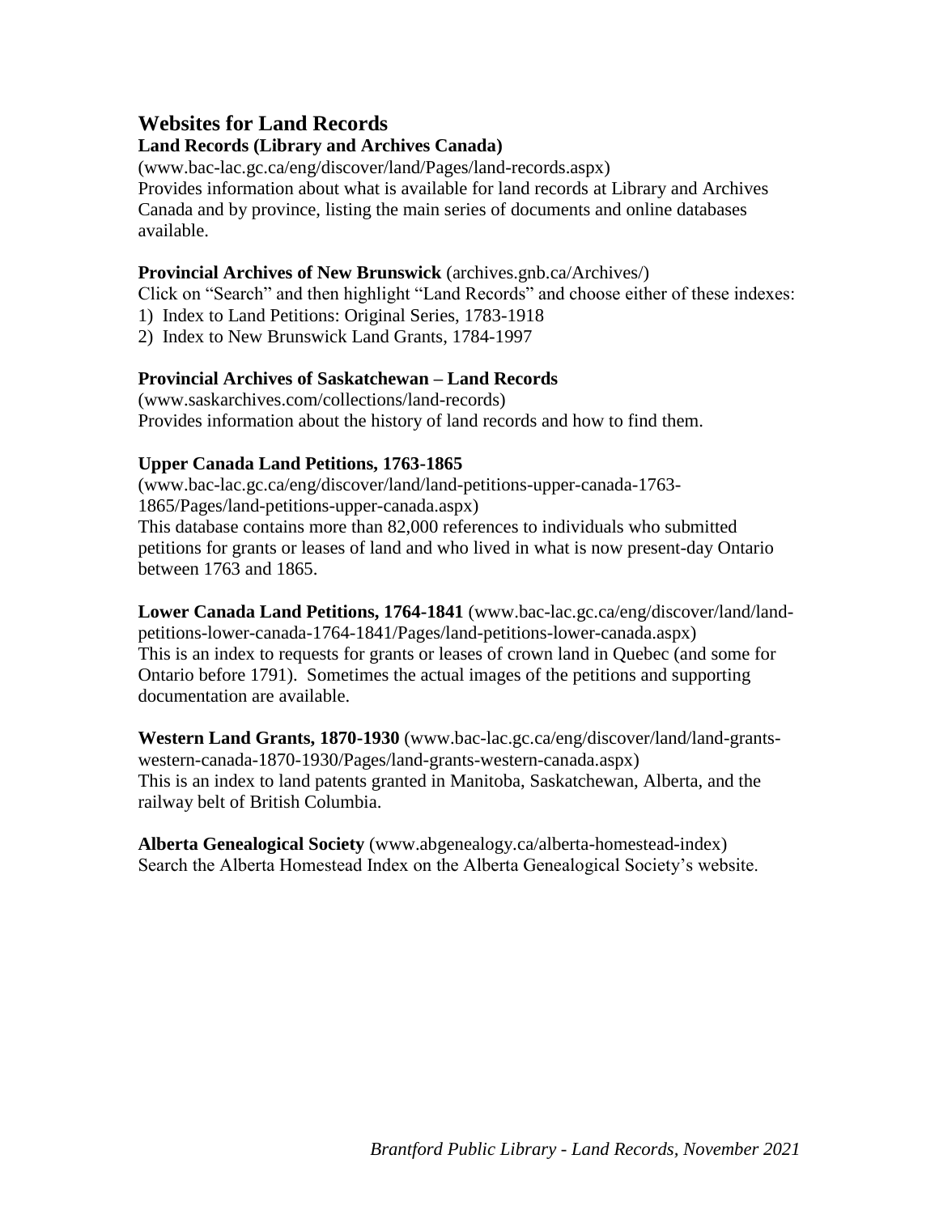## Websites for Land Records

**Land Records (Library and Archives Canada)**
(www.bac-lac.gc.ca/eng/discover/land/Pages/land-records.aspx)
Provides information about what is available for land records at Library and Archives Canada and by province, listing the main series of documents and online databases available.

**Provincial Archives of New Brunswick** (archives.gnb.ca/Archives/)
Click on "Search" and then highlight "Land Records" and choose either of these indexes:

1) Index to Land Petitions: Original Series, 1783-1918
2) Index to New Brunswick Land Grants, 1784-1997

**Provincial Archives of Saskatchewan – Land Records**
(www.saskarchives.com/collections/land-records)
Provides information about the history of land records and how to find them.

**Upper Canada Land Petitions, 1763-1865**
(www.bac-lac.gc.ca/eng/discover/land/land-petitions-upper-canada-1763-1865/Pages/land-petitions-upper-canada.aspx)
This database contains more than 82,000 references to individuals who submitted petitions for grants or leases of land and who lived in what is now present-day Ontario between 1763 and 1865.

**Lower Canada Land Petitions, 1764-1841** (www.bac-lac.gc.ca/eng/discover/land/land-petitions-lower-canada-1764-1841/Pages/land-petitions-lower-canada.aspx)
This is an index to requests for grants or leases of crown land in Quebec (and some for Ontario before 1791). Sometimes the actual images of the petitions and supporting documentation are available.

**Western Land Grants, 1870-1930** (www.bac-lac.gc.ca/eng/discover/land/land-grants-western-canada-1870-1930/Pages/land-grants-western-canada.aspx)
This is an index to land patents granted in Manitoba, Saskatchewan, Alberta, and the railway belt of British Columbia.

**Alberta Genealogical Society** (www.abgenealogy.ca/alberta-homestead-index)
Search the Alberta Homestead Index on the Alberta Genealogical Society's website.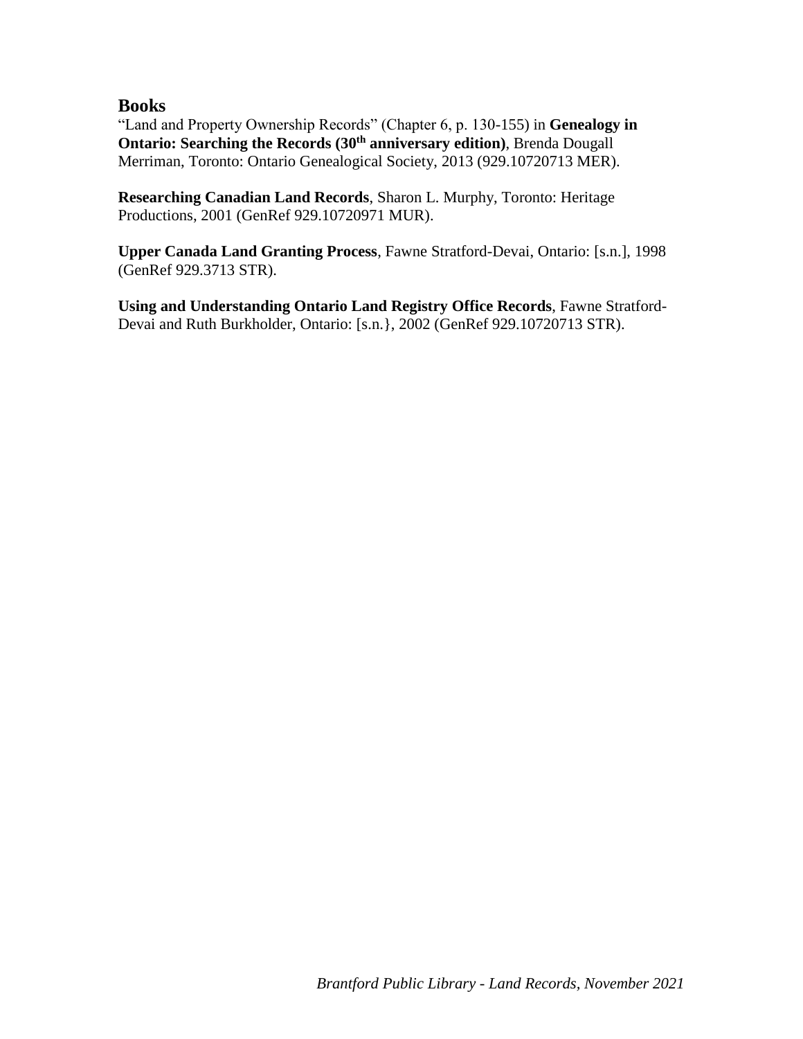## Books

"Land and Property Ownership Records" (Chapter 6, p. 130-155) in **Genealogy in Ontario: Searching the Records (30th anniversary edition)**, Brenda Dougall Merriman, Toronto: Ontario Genealogical Society, 2013 (929.10720713 MER).

**Researching Canadian Land Records**, Sharon L. Murphy, Toronto: Heritage Productions, 2001 (GenRef 929.10720971 MUR).

**Upper Canada Land Granting Process**, Fawne Stratford-Devai, Ontario: [s.n.], 1998 (GenRef 929.3713 STR).

**Using and Understanding Ontario Land Registry Office Records**, Fawne Stratford-Devai and Ruth Burkholder, Ontario: [s.n.}, 2002 (GenRef 929.10720713 STR).